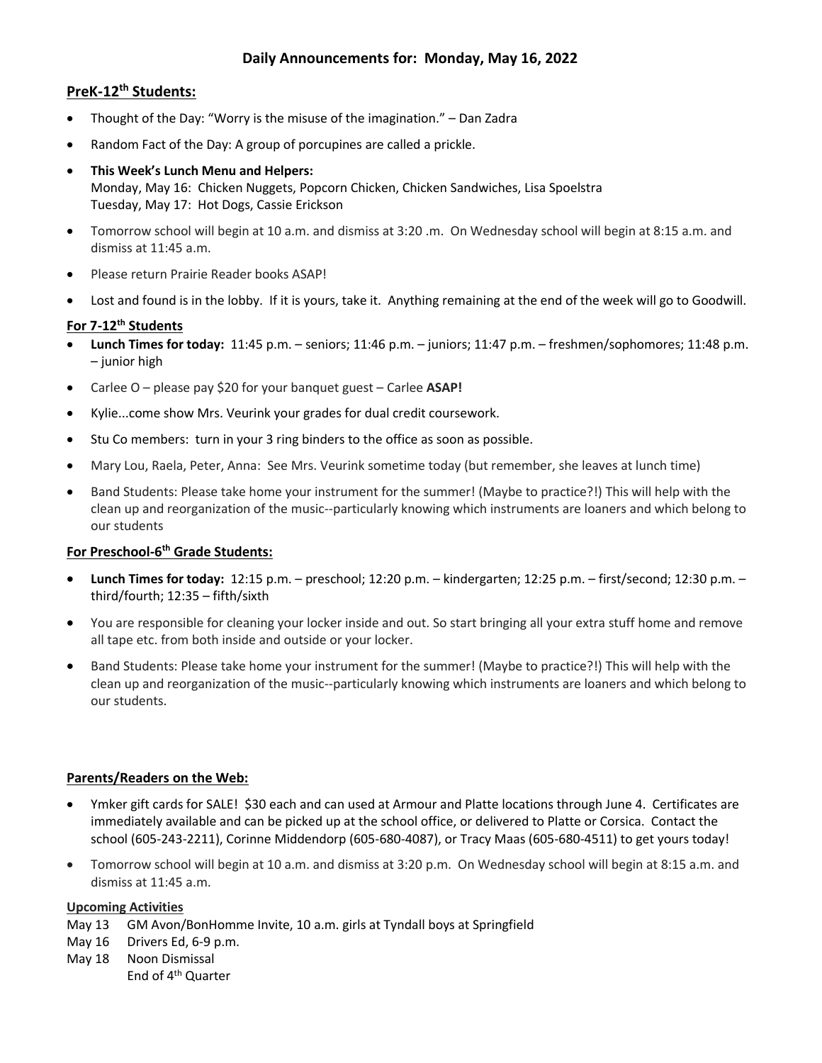# Daily Announcements for: Monday, May 16, 2022

## PreK-12th Students:

- Thought of the Day: "Worry is the misuse of the imagination." – Dan Zadra
- Random Fact of the Day: A group of porcupines are called a prickle.
- **This Week's Lunch Menu and Helpers:**
  Monday, May 16: Chicken Nuggets, Popcorn Chicken, Chicken Sandwiches, Lisa Spoelstra
  Tuesday, May 17: Hot Dogs, Cassie Erickson
- Tomorrow school will begin at 10 a.m. and dismiss at 3:20 .m. On Wednesday school will begin at 8:15 a.m. and dismiss at 11:45 a.m.
- Please return Prairie Reader books ASAP!
- Lost and found is in the lobby. If it is yours, take it. Anything remaining at the end of the week will go to Goodwill.

## For 7-12th Students

- **Lunch Times for today:** 11:45 p.m. – seniors; 11:46 p.m. – juniors; 11:47 p.m. – freshmen/sophomores; 11:48 p.m. – junior high
- Carlee O – please pay $20 for your banquet guest – Carlee **ASAP!**
- Kylie...come show Mrs. Veurink your grades for dual credit coursework.
- Stu Co members: turn in your 3 ring binders to the office as soon as possible.
- Mary Lou, Raela, Peter, Anna: See Mrs. Veurink sometime today (but remember, she leaves at lunch time)
- Band Students: Please take home your instrument for the summer! (Maybe to practice?!) This will help with the clean up and reorganization of the music--particularly knowing which instruments are loaners and which belong to our students

## For Preschool-6th Grade Students:

- **Lunch Times for today:** 12:15 p.m. – preschool; 12:20 p.m. – kindergarten; 12:25 p.m. – first/second; 12:30 p.m. – third/fourth; 12:35 – fifth/sixth
- You are responsible for cleaning your locker inside and out. So start bringing all your extra stuff home and remove all tape etc. from both inside and outside or your locker.
- Band Students: Please take home your instrument for the summer! (Maybe to practice?!) This will help with the clean up and reorganization of the music--particularly knowing which instruments are loaners and which belong to our students.

## Parents/Readers on the Web:

- Ymker gift cards for SALE! $30 each and can used at Armour and Platte locations through June 4. Certificates are immediately available and can be picked up at the school office, or delivered to Platte or Corsica. Contact the school (605-243-2211), Corinne Middendorp (605-680-4087), or Tracy Maas (605-680-4511) to get yours today!
- Tomorrow school will begin at 10 a.m. and dismiss at 3:20 p.m. On Wednesday school will begin at 8:15 a.m. and dismiss at 11:45 a.m.

### Upcoming Activities

May 13 GM Avon/BonHomme Invite, 10 a.m. girls at Tyndall boys at Springfield
May 16 Drivers Ed, 6-9 p.m.
May 18 Noon Dismissal
End of 4th Quarter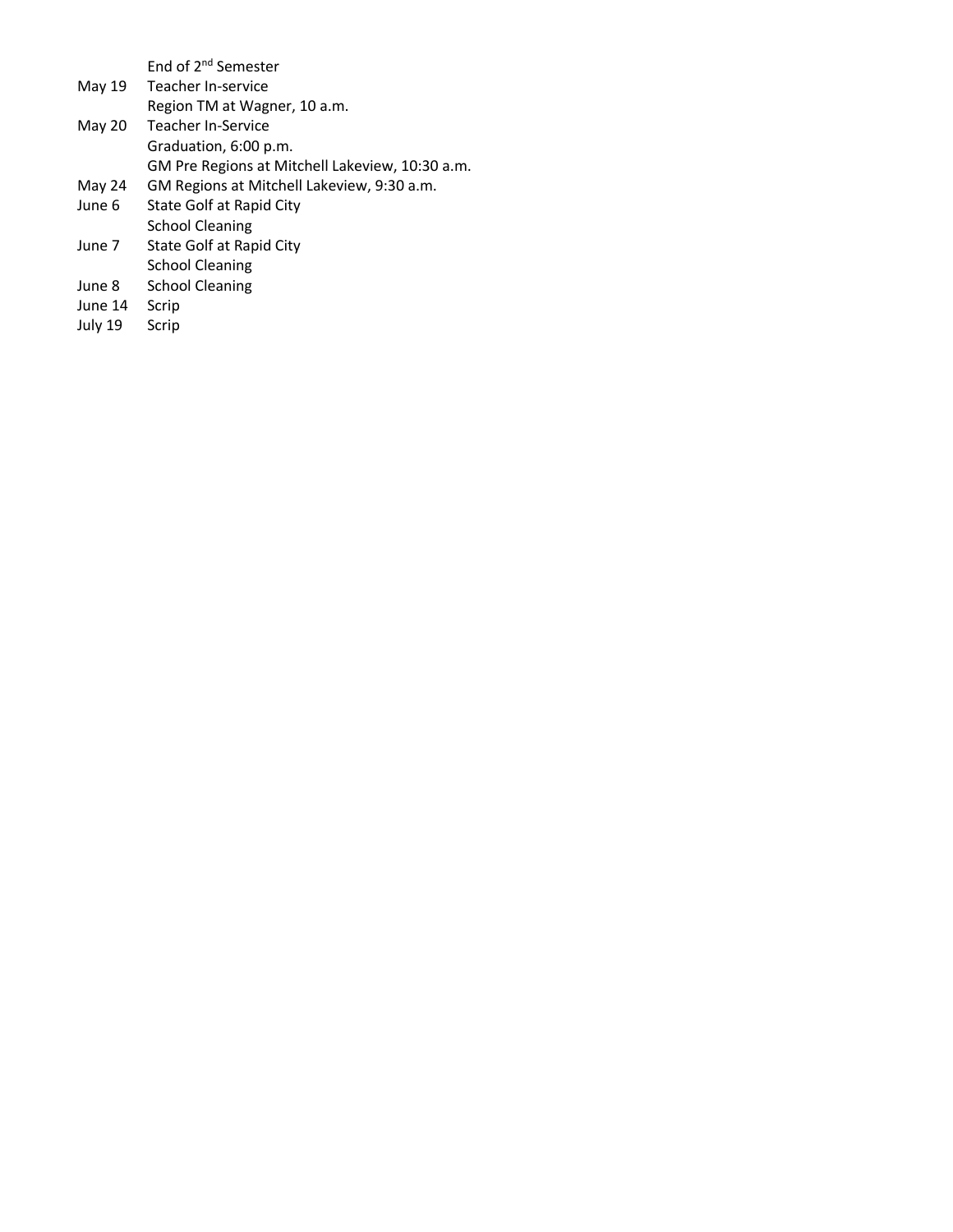| | |
|---|---|
| | End of 2nd Semester |
| May 19 | Teacher In-service |
| | Region TM at Wagner, 10 a.m. |
| May 20 | Teacher In-Service |
| | Graduation, 6:00 p.m. |
| | GM Pre Regions at Mitchell Lakeview, 10:30 a.m. |
| May 24 | GM Regions at Mitchell Lakeview, 9:30 a.m. |
| June 6 | State Golf at Rapid City |
| | School Cleaning |
| June 7 | State Golf at Rapid City |
| | School Cleaning |
| June 8 | School Cleaning |
| June 14 | Scrip |
| July 19 | Scrip |